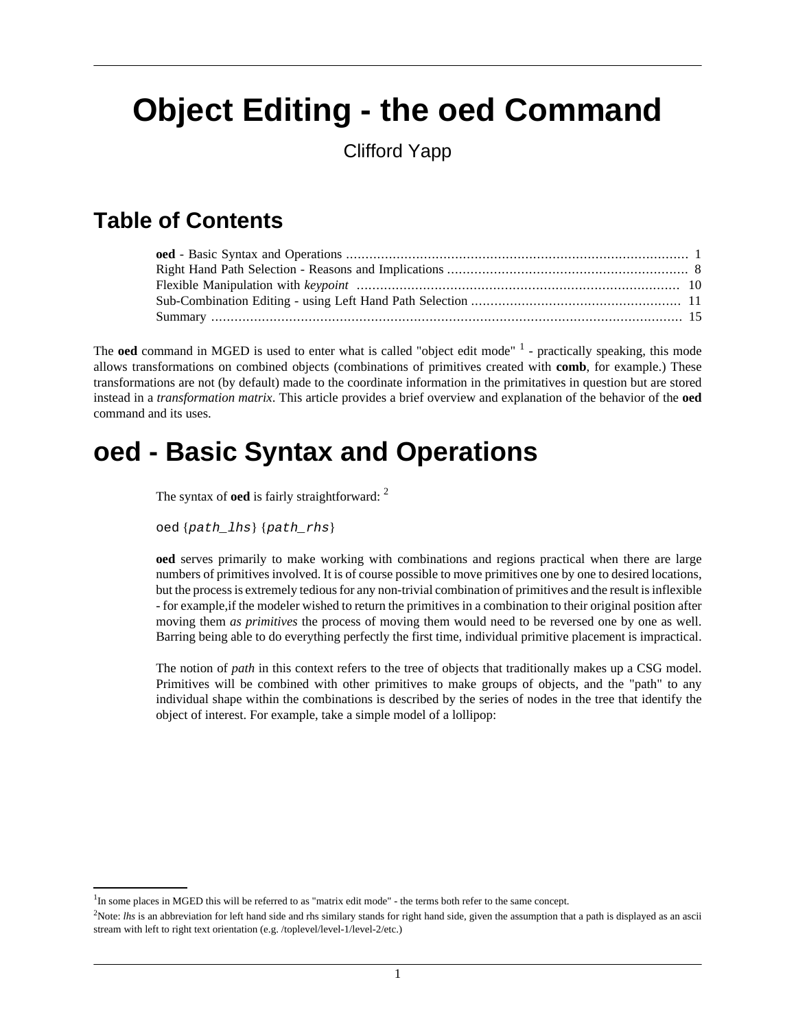# Object Editing - the oed Command

Clifford Yapp

## Table of Contents

**oed** - Basic Syntax and Operations ........................................................................................ 1
Right Hand Path Selection - Reasons and Implications ............................................................. 8
Flexible Manipulation with *keypoint* .................................................................................. 10
Sub-Combination Editing - using Left Hand Path Selection ...................................................... 11
Summary ......................................................................................................................... 15

The **oed** command in MGED is used to enter what is called "object edit mode" [1] - practically speaking, this mode allows transformations on combined objects (combinations of primitives created with **comb**, for example.) These transformations are not (by default) made to the coordinate information in the primitatives in question but are stored instead in a *transformation matrix*. This article provides a brief overview and explanation of the behavior of the **oed** command and its uses.

# oed - Basic Syntax and Operations

The syntax of **oed** is fairly straightforward: [2]

```
oed {path_lhs} {path_rhs}
```

**oed** serves primarily to make working with combinations and regions practical when there are large numbers of primitives involved. It is of course possible to move primitives one by one to desired locations, but the process is extremely tedious for any non-trivial combination of primitives and the result is inflexible - for example,if the modeler wished to return the primitives in a combination to their original position after moving them *as primitives* the process of moving them would need to be reversed one by one as well. Barring being able to do everything perfectly the first time, individual primitive placement is impractical.

The notion of *path* in this context refers to the tree of objects that traditionally makes up a CSG model. Primitives will be combined with other primitives to make groups of objects, and the "path" to any individual shape within the combinations is described by the series of nodes in the tree that identify the object of interest. For example, take a simple model of a lollipop:

[1] In some places in MGED this will be referred to as "matrix edit mode" - the terms both refer to the same concept.

[2] Note: *lhs* is an abbreviation for left hand side and rhs similary stands for right hand side, given the assumption that a path is displayed as an ascii stream with left to right text orientation (e.g. /toplevel/level-1/level-2/etc.)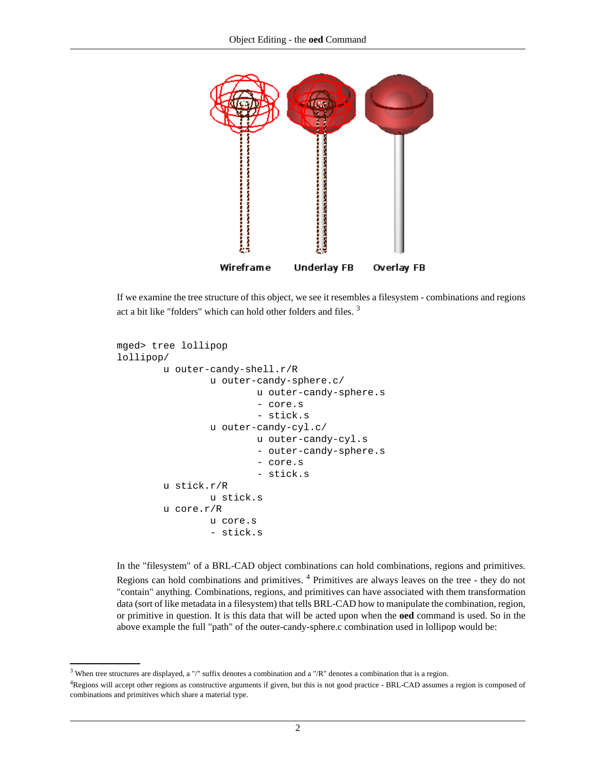Wireframe Underlay FB Overlay FB

If we examine the tree structure of this object, we see it resembles a filesystem - combinations and regions act a bit like "folders" which can hold other folders and files. [3]

```
mged> tree lollipop
lollipop/
        u outer-candy-shell.r/R
                u outer-candy-sphere.c/
                        u outer-candy-sphere.s
                        - core.s
                        - stick.s
                u outer-candy-cyl.c/
                        u outer-candy-cyl.s
                        - outer-candy-sphere.s
                        - core.s
                        - stick.s
        u stick.r/R
                u stick.s
        u core.r/R
                u core.s
                - stick.s
```

In the "filesystem" of a BRL-CAD object combinations can hold combinations, regions and primitives. Regions can hold combinations and primitives. [4] Primitives are always leaves on the tree - they do not "contain" anything. Combinations, regions, and primitives can have associated with them transformation data (sort of like metadata in a filesystem) that tells BRL-CAD how to manipulate the combination, region, or primitive in question. It is this data that will be acted upon when the **oed** command is used. So in the above example the full "path" of the outer-candy-sphere.c combination used in lollipop would be:

---

[3] When tree structures are displayed, a "/" suffix denotes a combination and a "/R" denotes a combination that is a region.

[4] Regions will accept other regions as constructive arguments if given, but this is not good practice - BRL-CAD assumes a region is composed of combinations and primitives which share a material type.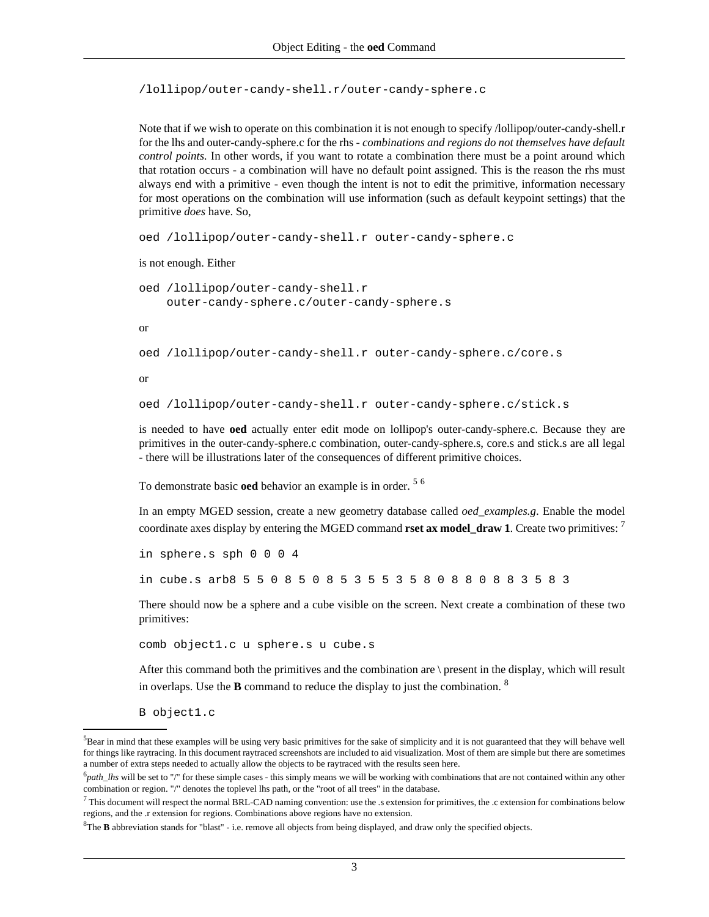```
/lollipop/outer-candy-shell.r/outer-candy-sphere.c
```

Note that if we wish to operate on this combination it is not enough to specify /lollipop/outer-candy-shell.r for the lhs and outer-candy-sphere.c for the rhs - *combinations and regions do not themselves have default control points.* In other words, if you want to rotate a combination there must be a point around which that rotation occurs - a combination will have no default point assigned. This is the reason the rhs must always end with a primitive - even though the intent is not to edit the primitive, information necessary for most operations on the combination will use information (such as default keypoint settings) that the primitive *does* have. So,

```
oed /lollipop/outer-candy-shell.r outer-candy-sphere.c
```

is not enough. Either

```
oed /lollipop/outer-candy-shell.r
    outer-candy-sphere.c/outer-candy-sphere.s
```

or

```
oed /lollipop/outer-candy-shell.r outer-candy-sphere.c/core.s
```

or

```
oed /lollipop/outer-candy-shell.r outer-candy-sphere.c/stick.s
```

is needed to have **oed** actually enter edit mode on lollipop's outer-candy-sphere.c. Because they are primitives in the outer-candy-sphere.c combination, outer-candy-sphere.s, core.s and stick.s are all legal - there will be illustrations later of the consequences of different primitive choices.

To demonstrate basic **oed** behavior an example is in order. [5] [6]

In an empty MGED session, create a new geometry database called *oed_examples.g*. Enable the model coordinate axes display by entering the MGED command **rset ax model_draw 1**. Create two primitives: [7]

```
in sphere.s sph 0 0 0 4
```

```
in cube.s arb8 5 5 0 8 5 0 8 5 3 5 5 3 5 8 0 8 8 0 8 8 3 5 8 3
```

There should now be a sphere and a cube visible on the screen. Next create a combination of these two primitives:

```
comb object1.c u sphere.s u cube.s
```

After this command both the primitives and the combination are \ present in the display, which will result in overlaps. Use the **B** command to reduce the display to just the combination. [8]

```
B object1.c
```

---

[5] Bear in mind that these examples will be using very basic primitives for the sake of simplicity and it is not guaranteed that they will behave well for things like raytracing. In this document raytraced screenshots are included to aid visualization. Most of them are simple but there are sometimes a number of extra steps needed to actually allow the objects to be raytraced with the results seen here.

[6] *path_lhs* will be set to "/" for these simple cases - this simply means we will be working with combinations that are not contained within any other combination or region. "/" denotes the toplevel lhs path, or the "root of all trees" in the database.

[7] This document will respect the normal BRL-CAD naming convention: use the .s extension for primitives, the .c extension for combinations below regions, and the .r extension for regions. Combinations above regions have no extension.

[8] The **B** abbreviation stands for "blast" - i.e. remove all objects from being displayed, and draw only the specified objects.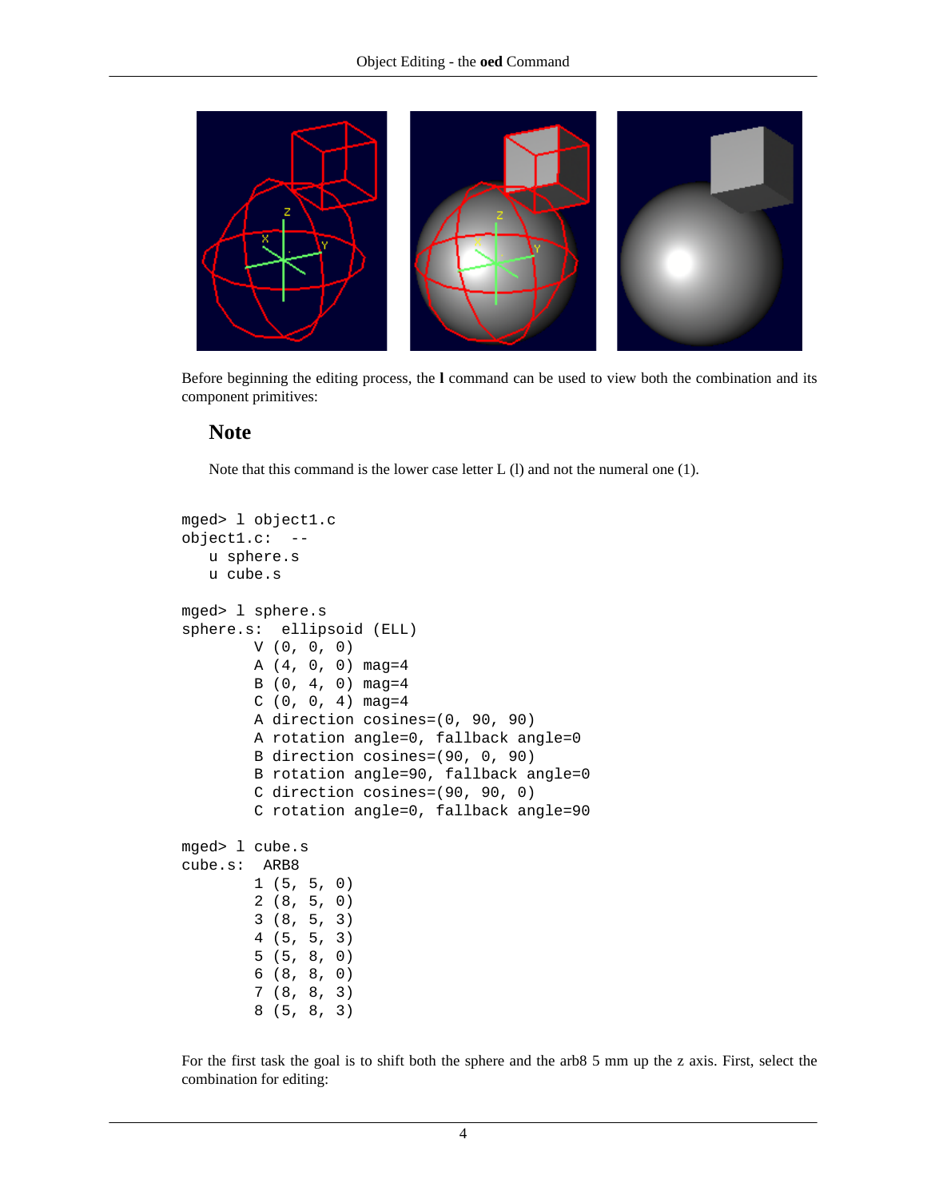Before beginning the editing process, the **l** command can be used to view both the combination and its component primitives:

### Note

Note that this command is the lower case letter L (l) and not the numeral one (1).

```
mged> l object1.c
object1.c:  --
   u sphere.s
   u cube.s

mged> l sphere.s
sphere.s:  ellipsoid (ELL)
        V (0, 0, 0)
        A (4, 0, 0) mag=4
        B (0, 4, 0) mag=4
        C (0, 0, 4) mag=4
        A direction cosines=(0, 90, 90)
        A rotation angle=0, fallback angle=0
        B direction cosines=(90, 0, 90)
        B rotation angle=90, fallback angle=0
        C direction cosines=(90, 90, 0)
        C rotation angle=0, fallback angle=90

mged> l cube.s
cube.s:  ARB8
        1 (5, 5, 0)
        2 (8, 5, 0)
        3 (8, 5, 3)
        4 (5, 5, 3)
        5 (5, 8, 0)
        6 (8, 8, 0)
        7 (8, 8, 3)
        8 (5, 8, 3)
```

For the first task the goal is to shift both the sphere and the arb8 5 mm up the z axis. First, select the combination for editing: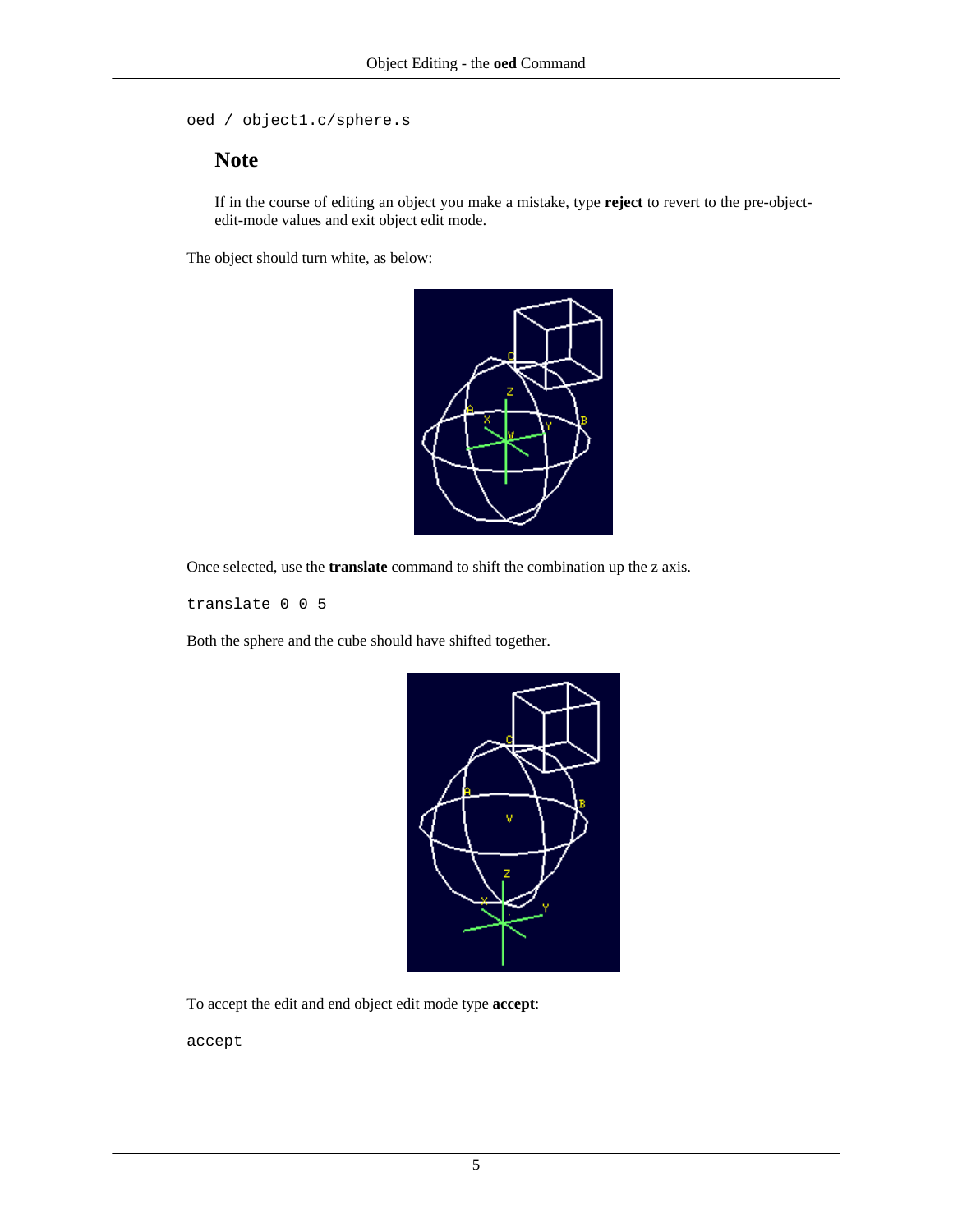```
oed / object1.c/sphere.s
```

### Note

If in the course of editing an object you make a mistake, type **reject** to revert to the pre-object-edit-mode values and exit object edit mode.

The object should turn white, as below:

Once selected, use the **translate** command to shift the combination up the z axis.

```
translate 0 0 5
```

Both the sphere and the cube should have shifted together.

To accept the edit and end object edit mode type **accept**:

```
accept
```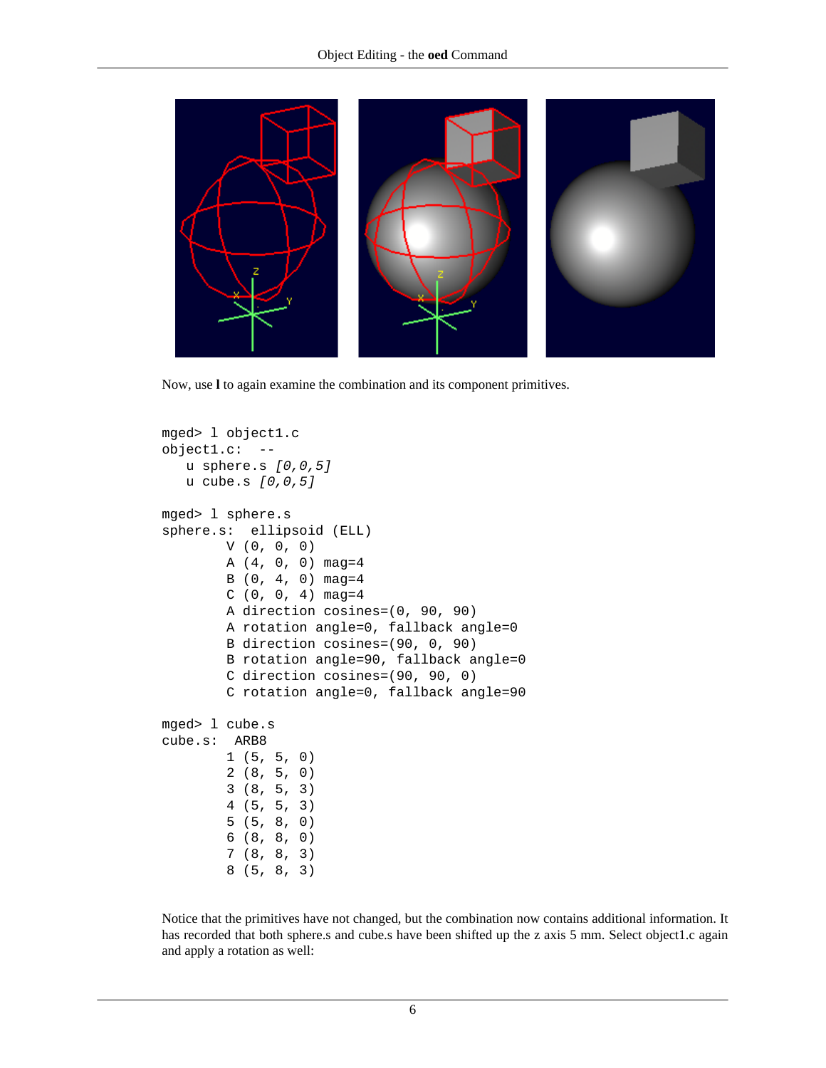Now, use **l** to again examine the combination and its component primitives.

```
mged> l object1.c
object1.c:  --
   u sphere.s [0,0,5]
   u cube.s [0,0,5]

mged> l sphere.s
sphere.s:  ellipsoid (ELL)
        V (0, 0, 0)
        A (4, 0, 0) mag=4
        B (0, 4, 0) mag=4
        C (0, 0, 4) mag=4
        A direction cosines=(0, 90, 90)
        A rotation angle=0, fallback angle=0
        B direction cosines=(90, 0, 90)
        B rotation angle=90, fallback angle=0
        C direction cosines=(90, 90, 0)
        C rotation angle=0, fallback angle=90

mged> l cube.s
cube.s:  ARB8
        1 (5, 5, 0)
        2 (8, 5, 0)
        3 (8, 5, 3)
        4 (5, 5, 3)
        5 (5, 8, 0)
        6 (8, 8, 0)
        7 (8, 8, 3)
        8 (5, 8, 3)
```

Notice that the primitives have not changed, but the combination now contains additional information. It has recorded that both sphere.s and cube.s have been shifted up the z axis 5 mm. Select object1.c again and apply a rotation as well: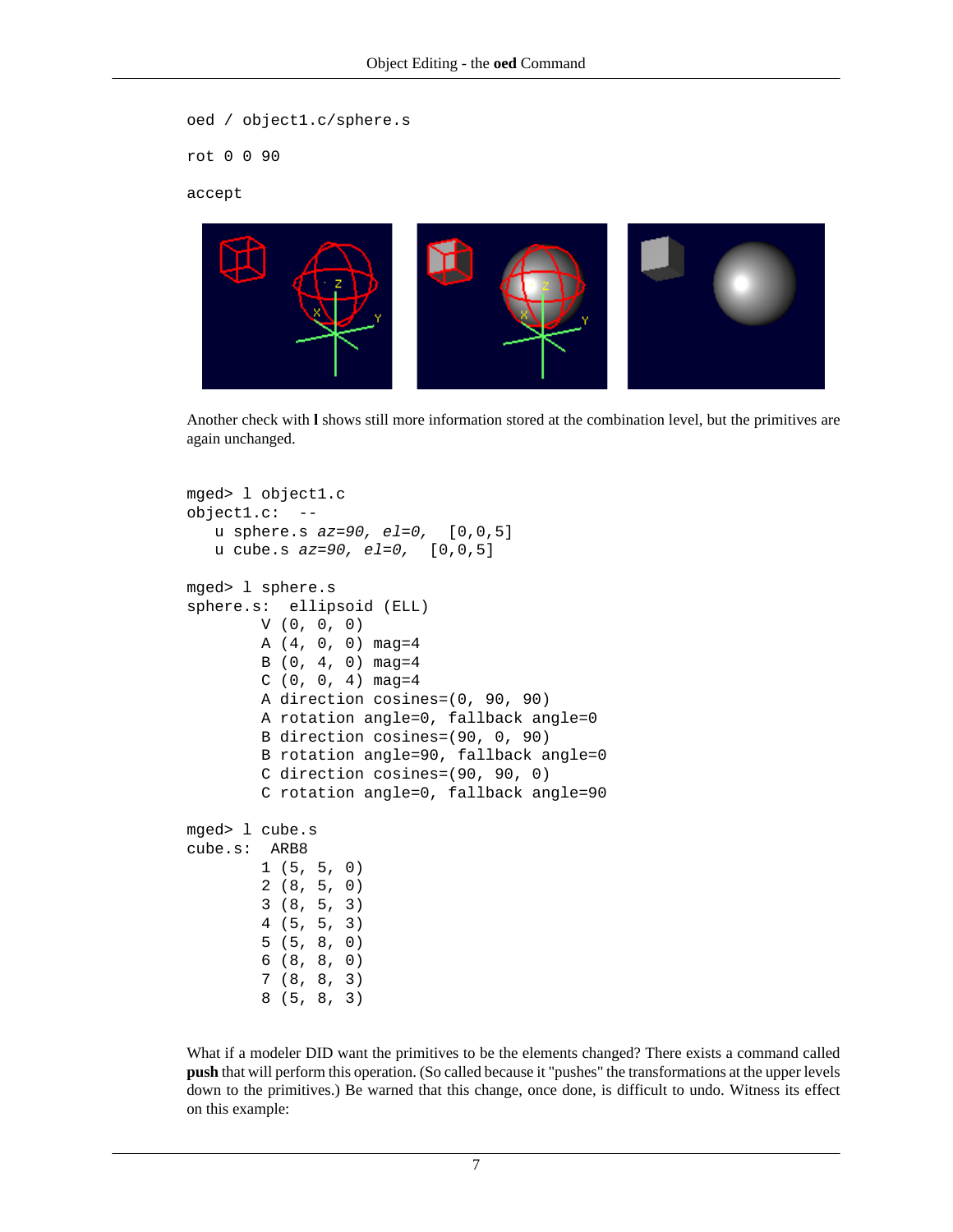```
oed / object1.c/sphere.s

rot 0 0 90

accept
```

Another check with **l** shows still more information stored at the combination level, but the primitives are again unchanged.

```
mged> l object1.c
object1.c:  --
   u sphere.s az=90, el=0,  [0,0,5]
   u cube.s az=90, el=0,  [0,0,5]

mged> l sphere.s
sphere.s:  ellipsoid (ELL)
        V (0, 0, 0)
        A (4, 0, 0) mag=4
        B (0, 4, 0) mag=4
        C (0, 0, 4) mag=4
        A direction cosines=(0, 90, 90)
        A rotation angle=0, fallback angle=0
        B direction cosines=(90, 0, 90)
        B rotation angle=90, fallback angle=0
        C direction cosines=(90, 90, 0)
        C rotation angle=0, fallback angle=90

mged> l cube.s
cube.s:  ARB8
        1 (5, 5, 0)
        2 (8, 5, 0)
        3 (8, 5, 3)
        4 (5, 5, 3)
        5 (5, 8, 0)
        6 (8, 8, 0)
        7 (8, 8, 3)
        8 (5, 8, 3)
```

What if a modeler DID want the primitives to be the elements changed? There exists a command called **push** that will perform this operation. (So called because it "pushes" the transformations at the upper levels down to the primitives.) Be warned that this change, once done, is difficult to undo. Witness its effect on this example: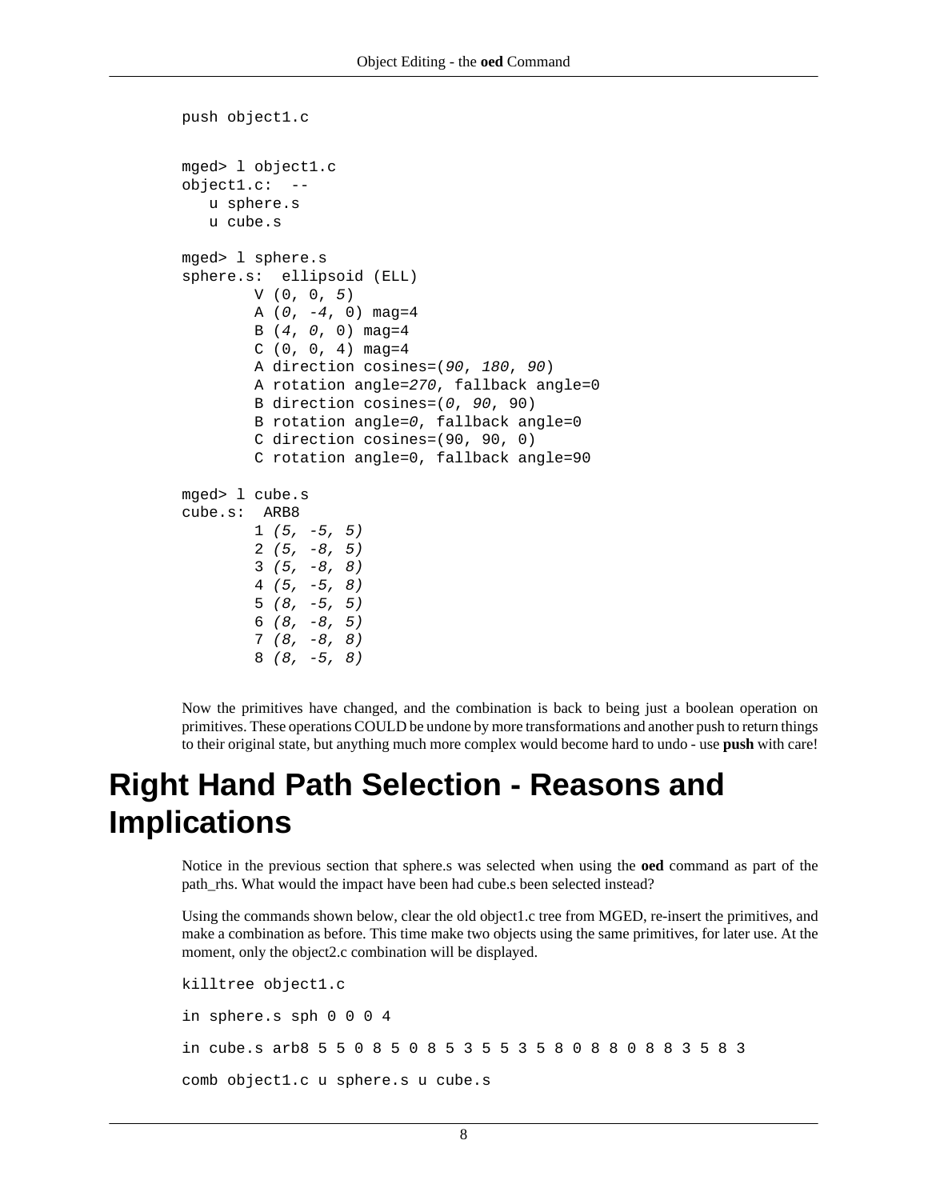```
push object1.c
```

```
mged> l object1.c
object1.c:  --
   u sphere.s
   u cube.s

mged> l sphere.s
sphere.s:  ellipsoid (ELL)
        V (0, 0, 5)
        A (0, -4, 0) mag=4
        B (4, 0, 0) mag=4
        C (0, 0, 4) mag=4
        A direction cosines=(90, 180, 90)
        A rotation angle=270, fallback angle=0
        B direction cosines=(0, 90, 90)
        B rotation angle=0, fallback angle=0
        C direction cosines=(90, 90, 0)
        C rotation angle=0, fallback angle=90

mged> l cube.s
cube.s:  ARB8
        1 (5, -5, 5)
        2 (5, -8, 5)
        3 (5, -8, 8)
        4 (5, -5, 8)
        5 (8, -5, 5)
        6 (8, -8, 5)
        7 (8, -8, 8)
        8 (8, -5, 8)
```

Now the primitives have changed, and the combination is back to being just a boolean operation on primitives. These operations COULD be undone by more transformations and another push to return things to their original state, but anything much more complex would become hard to undo - use **push** with care!

# Right Hand Path Selection - Reasons and Implications

Notice in the previous section that sphere.s was selected when using the **oed** command as part of the path_rhs. What would the impact have been had cube.s been selected instead?

Using the commands shown below, clear the old object1.c tree from MGED, re-insert the primitives, and make a combination as before. This time make two objects using the same primitives, for later use. At the moment, only the object2.c combination will be displayed.

```
killtree object1.c
```

```
in sphere.s sph 0 0 0 4
```

```
in cube.s arb8 5 5 0 8 5 0 8 5 3 5 5 3 5 8 0 8 8 0 8 8 3 5 8 3
```

```
comb object1.c u sphere.s u cube.s
```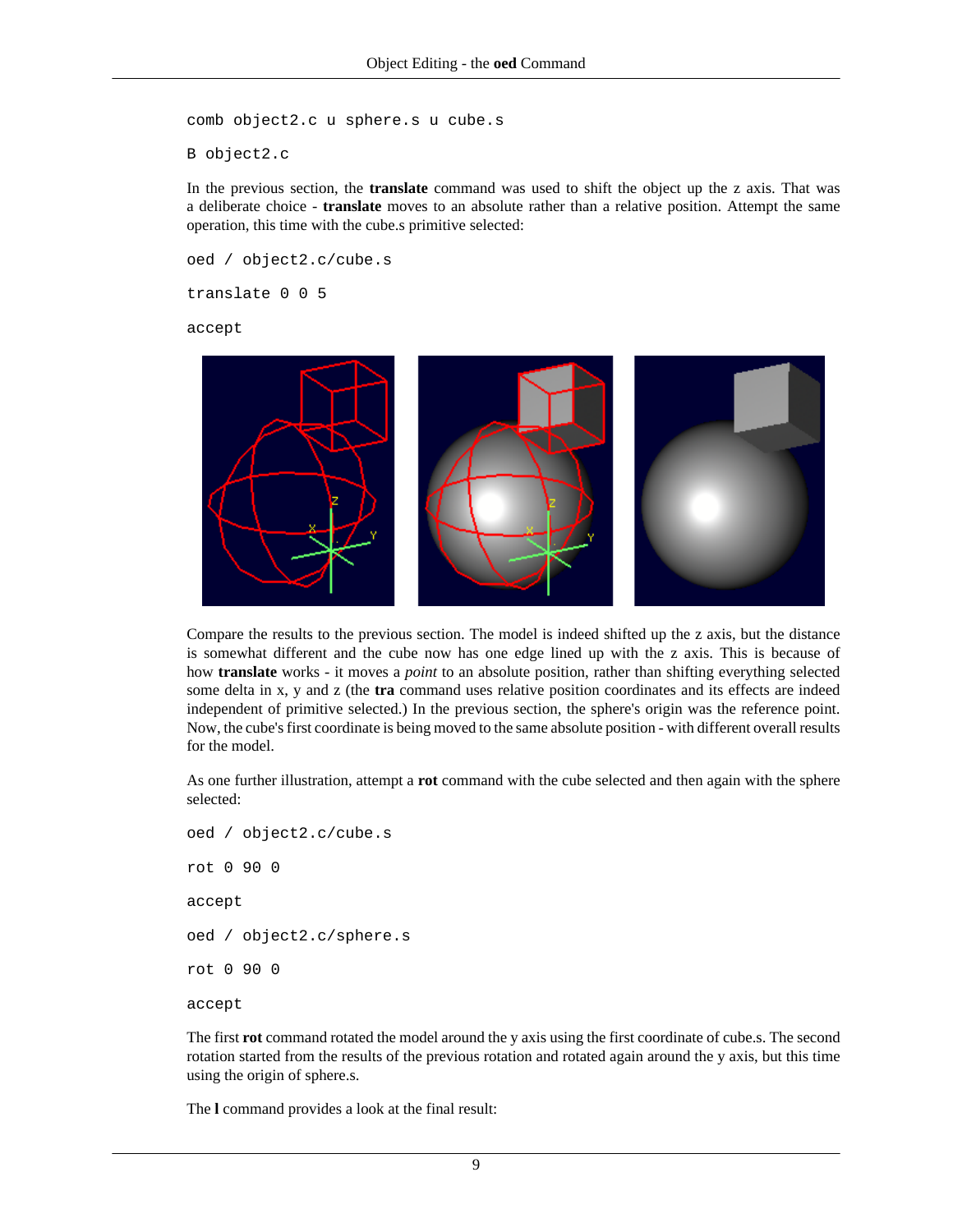```
comb object2.c u sphere.s u cube.s
```

```
B object2.c
```

In the previous section, the **translate** command was used to shift the object up the z axis. That was a deliberate choice - **translate** moves to an absolute rather than a relative position. Attempt the same operation, this time with the cube.s primitive selected:

```
oed / object2.c/cube.s
```

```
translate 0 0 5
```

```
accept
```

Compare the results to the previous section. The model is indeed shifted up the z axis, but the distance is somewhat different and the cube now has one edge lined up with the z axis. This is because of how **translate** works - it moves a *point* to an absolute position, rather than shifting everything selected some delta in x, y and z (the **tra** command uses relative position coordinates and its effects are indeed independent of primitive selected.) In the previous section, the sphere's origin was the reference point. Now, the cube's first coordinate is being moved to the same absolute position - with different overall results for the model.

As one further illustration, attempt a **rot** command with the cube selected and then again with the sphere selected:

```
oed / object2.c/cube.s
```

```
rot 0 90 0
```

```
accept
```

```
oed / object2.c/sphere.s
```

```
rot 0 90 0
```

```
accept
```

The first **rot** command rotated the model around the y axis using the first coordinate of cube.s. The second rotation started from the results of the previous rotation and rotated again around the y axis, but this time using the origin of sphere.s.

The **l** command provides a look at the final result: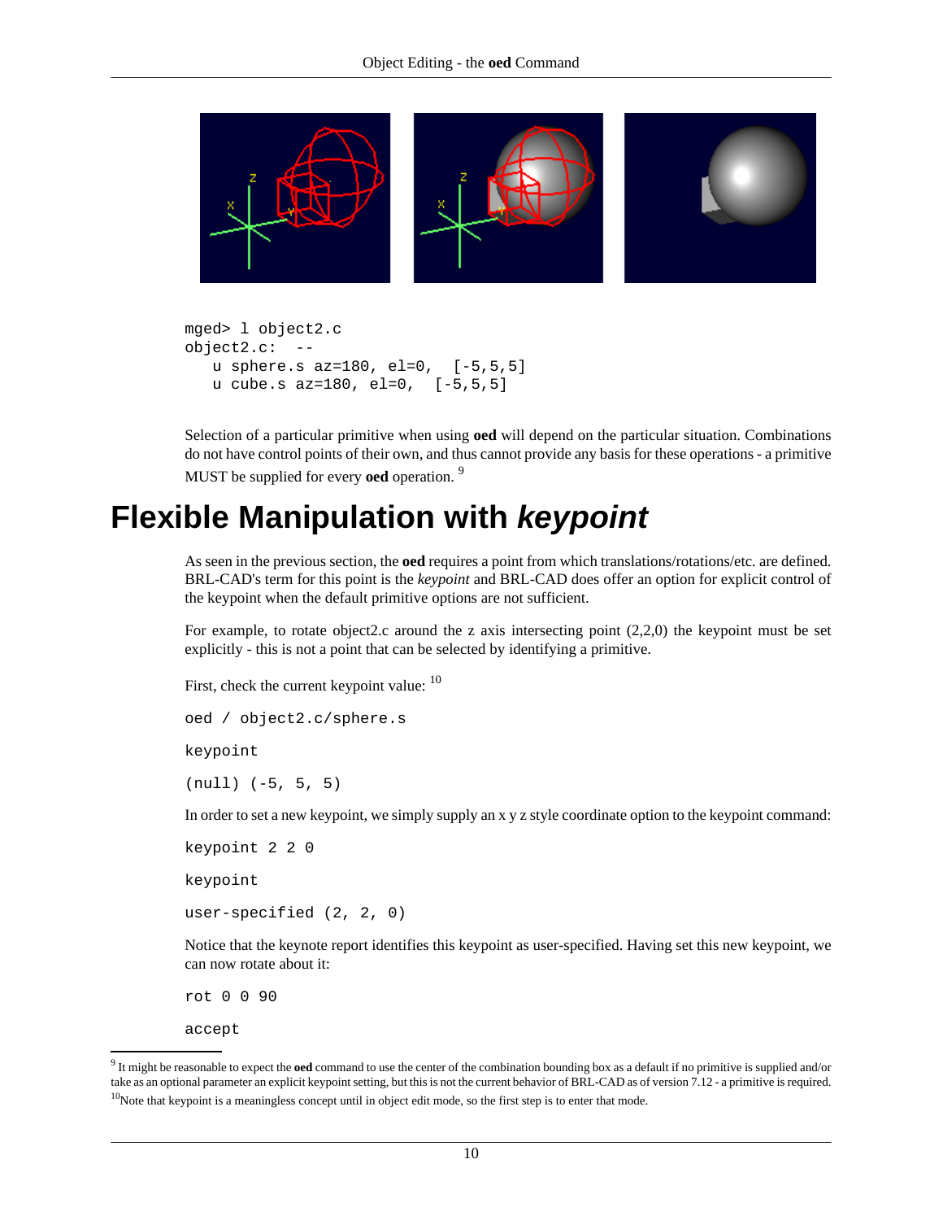```
mged> l object2.c
object2.c:  --
   u sphere.s az=180, el=0,  [-5,5,5]
   u cube.s az=180, el=0,  [-5,5,5]
```

Selection of a particular primitive when using **oed** will depend on the particular situation. Combinations do not have control points of their own, and thus cannot provide any basis for these operations - a primitive MUST be supplied for every **oed** operation. [9]

# Flexible Manipulation with *keypoint*

As seen in the previous section, the **oed** requires a point from which translations/rotations/etc. are defined. BRL-CAD's term for this point is the *keypoint* and BRL-CAD does offer an option for explicit control of the keypoint when the default primitive options are not sufficient.

For example, to rotate object2.c around the z axis intersecting point (2,2,0) the keypoint must be set explicitly - this is not a point that can be selected by identifying a primitive.

First, check the current keypoint value: [10]

```
oed / object2.c/sphere.s
```

```
keypoint
```

```
(null) (-5, 5, 5)
```

In order to set a new keypoint, we simply supply an x y z style coordinate option to the keypoint command:

```
keypoint 2 2 0
```

```
keypoint
```

```
user-specified (2, 2, 0)
```

Notice that the keynote report identifies this keypoint as user-specified. Having set this new keypoint, we can now rotate about it:

```
rot 0 0 90
```

```
accept
```

---

[9] It might be reasonable to expect the **oed** command to use the center of the combination bounding box as a default if no primitive is supplied and/or take as an optional parameter an explicit keypoint setting, but this is not the current behavior of BRL-CAD as of version 7.12 - a primitive is required.

[10] Note that keypoint is a meaningless concept until in object edit mode, so the first step is to enter that mode.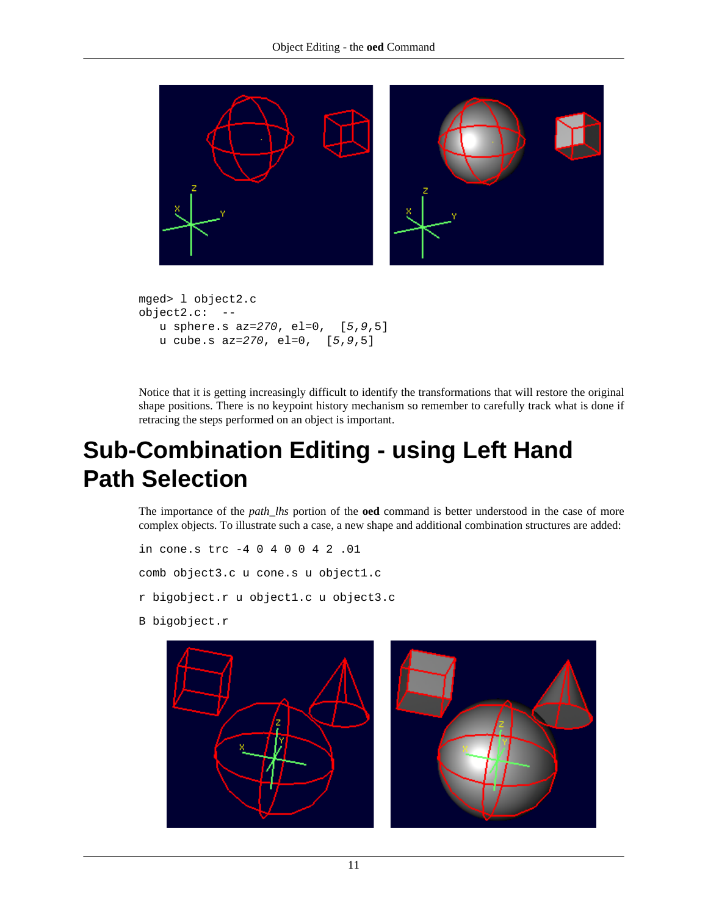```
mged> l object2.c
object2.c:  --
   u sphere.s az=270, el=0,  [5,9,5]
   u cube.s az=270, el=0,  [5,9,5]
```

Notice that it is getting increasingly difficult to identify the transformations that will restore the original shape positions. There is no keypoint history mechanism so remember to carefully track what is done if retracing the steps performed on an object is important.

# Sub-Combination Editing - using Left Hand Path Selection

The importance of the *path_lhs* portion of the **oed** command is better understood in the case of more complex objects. To illustrate such a case, a new shape and additional combination structures are added:

```
in cone.s trc -4 0 4 0 0 4 2 .01
```

```
comb object3.c u cone.s u object1.c
```

```
r bigobject.r u object1.c u object3.c
```

```
B bigobject.r
```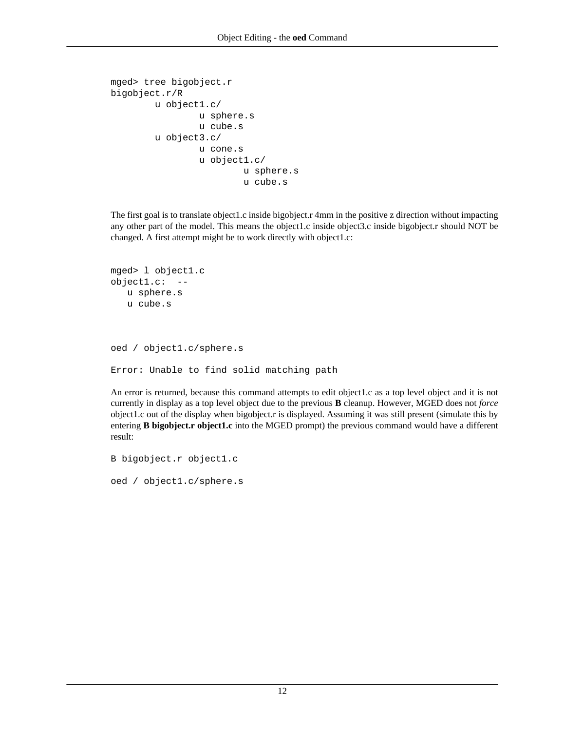```
mged> tree bigobject.r
bigobject.r/R
        u object1.c/
                u sphere.s
                u cube.s
        u object3.c/
                u cone.s
                u object1.c/
                        u sphere.s
                        u cube.s
```

The first goal is to translate object1.c inside bigobject.r 4mm in the positive z direction without impacting any other part of the model. This means the object1.c inside object3.c inside bigobject.r should NOT be changed. A first attempt might be to work directly with object1.c:

```
mged> l object1.c
object1.c:  --
   u sphere.s
   u cube.s
```

```
oed / object1.c/sphere.s

Error: Unable to find solid matching path
```

An error is returned, because this command attempts to edit object1.c as a top level object and it is not currently in display as a top level object due to the previous **B** cleanup. However, MGED does not *force* object1.c out of the display when bigobject.r is displayed. Assuming it was still present (simulate this by entering **B bigobject.r object1.c** into the MGED prompt) the previous command would have a different result:

```
B bigobject.r object1.c

oed / object1.c/sphere.s
```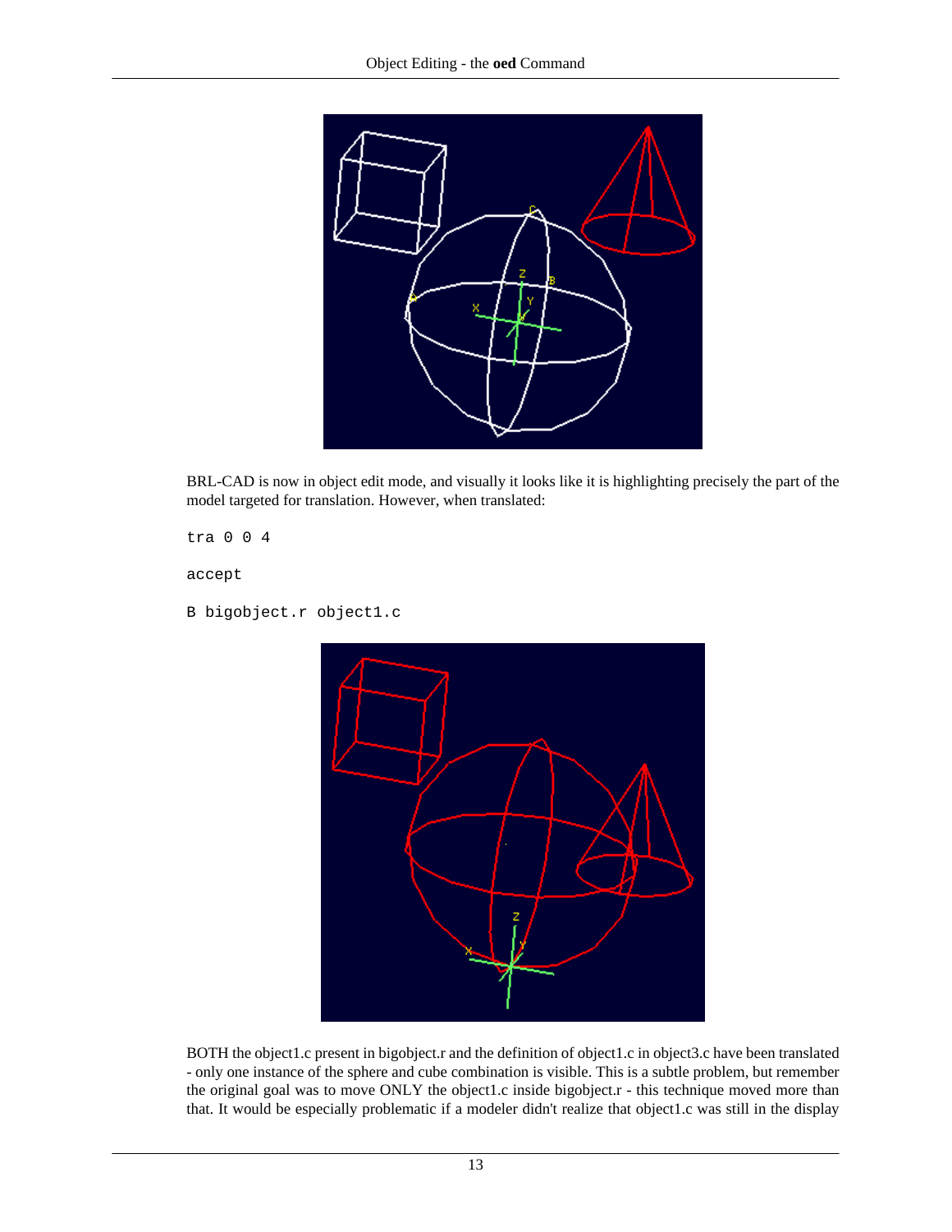BRL-CAD is now in object edit mode, and visually it looks like it is highlighting precisely the part of the model targeted for translation. However, when translated:

```
tra 0 0 4
```

```
accept
```

```
B bigobject.r object1.c
```

BOTH the object1.c present in bigobject.r and the definition of object1.c in object3.c have been translated - only one instance of the sphere and cube combination is visible. This is a subtle problem, but remember the original goal was to move ONLY the object1.c inside bigobject.r - this technique moved more than that. It would be especially problematic if a modeler didn't realize that object1.c was still in the display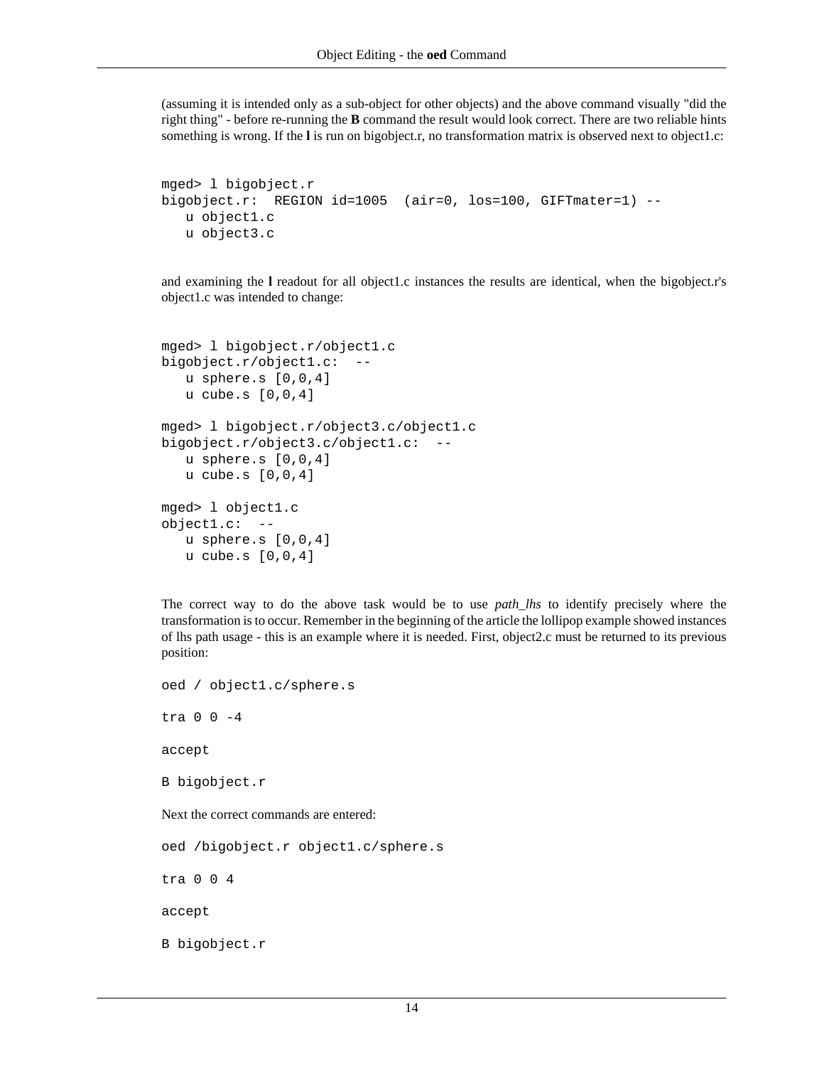(assuming it is intended only as a sub-object for other objects) and the above command visually "did the right thing" - before re-running the **B** command the result would look correct. There are two reliable hints something is wrong. If the **l** is run on bigobject.r, no transformation matrix is observed next to object1.c:

```
mged> l bigobject.r
bigobject.r:  REGION id=1005  (air=0, los=100, GIFTmater=1) --
   u object1.c
   u object3.c
```

and examining the **l** readout for all object1.c instances the results are identical, when the bigobject.r's object1.c was intended to change:

```
mged> l bigobject.r/object1.c
bigobject.r/object1.c:  --
   u sphere.s [0,0,4]
   u cube.s [0,0,4]

mged> l bigobject.r/object3.c/object1.c
bigobject.r/object3.c/object1.c:  --
   u sphere.s [0,0,4]
   u cube.s [0,0,4]

mged> l object1.c
object1.c:  --
   u sphere.s [0,0,4]
   u cube.s [0,0,4]
```

The correct way to do the above task would be to use *path_lhs* to identify precisely where the transformation is to occur. Remember in the beginning of the article the lollipop example showed instances of lhs path usage - this is an example where it is needed. First, object2.c must be returned to its previous position:

```
oed / object1.c/sphere.s

tra 0 0 -4

accept

B bigobject.r
```

Next the correct commands are entered:

```
oed /bigobject.r object1.c/sphere.s

tra 0 0 4

accept

B bigobject.r
```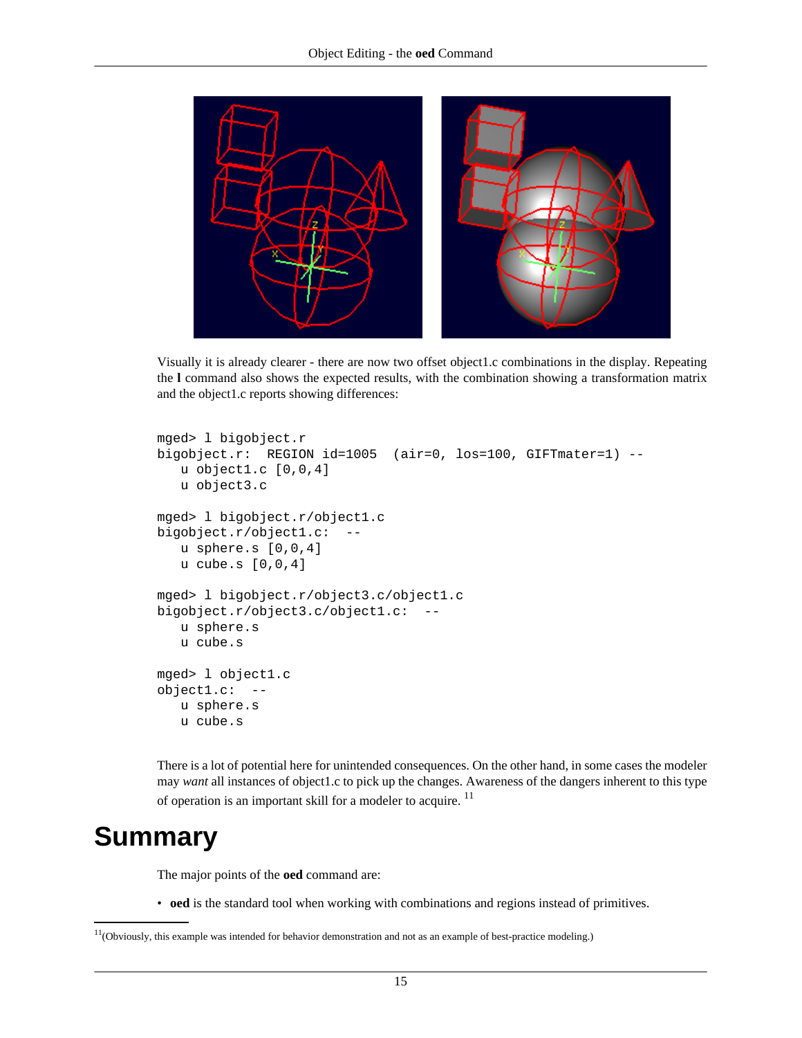Visually it is already clearer - there are now two offset object1.c combinations in the display. Repeating the **l** command also shows the expected results, with the combination showing a transformation matrix and the object1.c reports showing differences:

```
mged> l bigobject.r
bigobject.r:  REGION id=1005  (air=0, los=100, GIFTmater=1) --
   u object1.c [0,0,4]
   u object3.c

mged> l bigobject.r/object1.c
bigobject.r/object1.c:  --
   u sphere.s [0,0,4]
   u cube.s [0,0,4]

mged> l bigobject.r/object3.c/object1.c
bigobject.r/object3.c/object1.c:  --
   u sphere.s
   u cube.s

mged> l object1.c
object1.c:  --
   u sphere.s
   u cube.s
```

There is a lot of potential here for unintended consequences. On the other hand, in some cases the modeler may *want* all instances of object1.c to pick up the changes. Awareness of the dangers inherent to this type of operation is an important skill for a modeler to acquire. [11]

# Summary

The major points of the **oed** command are:

- **oed** is the standard tool when working with combinations and regions instead of primitives.

[11](Obviously, this example was intended for behavior demonstration and not as an example of best-practice modeling.)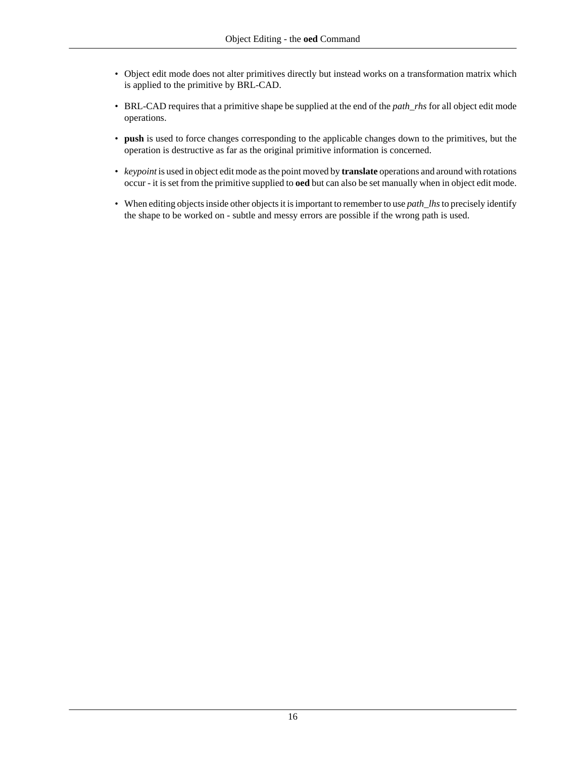- Object edit mode does not alter primitives directly but instead works on a transformation matrix which is applied to the primitive by BRL-CAD.
- BRL-CAD requires that a primitive shape be supplied at the end of the *path_rhs* for all object edit mode operations.
- **push** is used to force changes corresponding to the applicable changes down to the primitives, but the operation is destructive as far as the original primitive information is concerned.
- *keypoint* is used in object edit mode as the point moved by **translate** operations and around with rotations occur - it is set from the primitive supplied to **oed** but can also be set manually when in object edit mode.
- When editing objects inside other objects it is important to remember to use *path_lhs* to precisely identify the shape to be worked on - subtle and messy errors are possible if the wrong path is used.